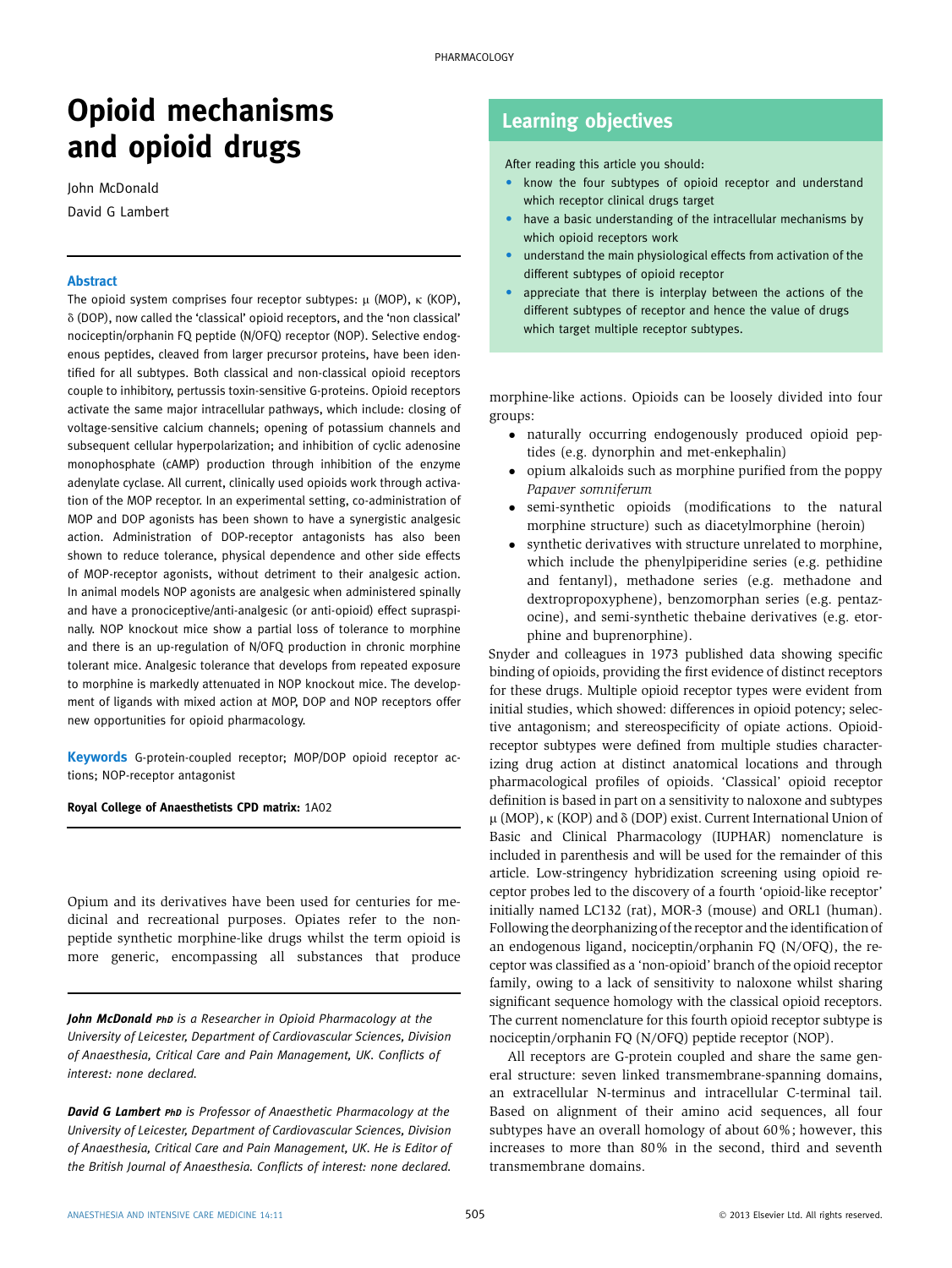# Opioid mechanisms and opioid drugs

John McDonald

David G Lambert

## Abstract

The opioid system comprises four receptor subtypes: μ (MOP), κ (KOP), δ (DOP), now called the 'classical' opioid receptors, and the 'non classical' nociceptin/orphanin FQ peptide (N/OFQ) receptor (NOP). Selective endogenous peptides, cleaved from larger precursor proteins, have been identified for all subtypes. Both classical and non-classical opioid receptors couple to inhibitory, pertussis toxin-sensitive G-proteins. Opioid receptors activate the same major intracellular pathways, which include: closing of voltage-sensitive calcium channels; opening of potassium channels and subsequent cellular hyperpolarization; and inhibition of cyclic adenosine monophosphate (cAMP) production through inhibition of the enzyme adenylate cyclase. All current, clinically used opioids work through activation of the MOP receptor. In an experimental setting, co-administration of MOP and DOP agonists has been shown to have a synergistic analgesic action. Administration of DOP-receptor antagonists has also been shown to reduce tolerance, physical dependence and other side effects of MOP-receptor agonists, without detriment to their analgesic action. In animal models NOP agonists are analgesic when administered spinally and have a pronociceptive/anti-analgesic (or anti-opioid) effect supraspinally. NOP knockout mice show a partial loss of tolerance to morphine and there is an up-regulation of N/OFQ production in chronic morphine tolerant mice. Analgesic tolerance that develops from repeated exposure to morphine is markedly attenuated in NOP knockout mice. The development of ligands with mixed action at MOP, DOP and NOP receptors offer new opportunities for opioid pharmacology.

**Keywords** G-protein-coupled receptor; MOP/DOP opioid receptor actions; NOP-receptor antagonist

**Royal College of Anaesthetists CPD matrix:** 1A02

## Learning objectives

After reading this article you should:

- know the four subtypes of opioid receptor and understand which receptor clinical drugs target
- have a basic understanding of the intracellular mechanisms by which opioid receptors work
- understand the main physiological effects from activation of the different subtypes of opioid receptor
- appreciate that there is interplay between the actions of the different subtypes of receptor and hence the value of drugs which target multiple receptor subtypes.

Opium and its derivatives have been used for centuries for medicinal and recreational purposes. Opiates refer to the non-peptide synthetic morphine-like drugs whilst the term opioid is more generic, encompassing all substances that produce morphine-like actions. Opioids can be loosely divided into four groups:

- naturally occurring endogenously produced opioid peptides (e.g. dynorphin and met-enkephalin)
- opium alkaloids such as morphine purified from the poppy *Papaver somniferum*
- semi-synthetic opioids (modifications to the natural morphine structure) such as diacetylmorphine (heroin)
- synthetic derivatives with structure unrelated to morphine, which include the phenylpiperidine series (e.g. pethidine and fentanyl), methadone series (e.g. methadone and dextropropoxyphene), benzomorphan series (e.g. pentazocine), and semi-synthetic thebaine derivatives (e.g. etorphine and buprenorphine).

Snyder and colleagues in 1973 published data showing specific binding of opioids, providing the first evidence of distinct receptors for these drugs. Multiple opioid receptor types were evident from initial studies, which showed: differences in opioid potency; selective antagonism; and stereospecificity of opiate actions. Opioid-receptor subtypes were defined from multiple studies characterizing drug action at distinct anatomical locations and through pharmacological profiles of opioids. 'Classical' opioid receptor definition is based in part on a sensitivity to naloxone and subtypes μ (MOP), κ (KOP) and δ (DOP) exist. Current International Union of Basic and Clinical Pharmacology (IUPHAR) nomenclature is included in parenthesis and will be used for the remainder of this article. Low-stringency hybridization screening using opioid receptor probes led to the discovery of a fourth 'opioid-like receptor' initially named LC132 (rat), MOR-3 (mouse) and ORL1 (human). Following the deorphanizing of the receptor and the identification of an endogenous ligand, nociceptin/orphanin FQ (N/OFQ), the receptor was classified as a 'non-opioid' branch of the opioid receptor family, owing to a lack of sensitivity to naloxone whilst sharing significant sequence homology with the classical opioid receptors. The current nomenclature for this fourth opioid receptor subtype is nociceptin/orphanin FQ (N/OFQ) peptide receptor (NOP).

All receptors are G-protein coupled and share the same general structure: seven linked transmembrane-spanning domains, an extracellular N-terminus and intracellular C-terminal tail. Based on alignment of their amino acid sequences, all four subtypes have an overall homology of about 60%; however, this increases to more than 80% in the second, third and seventh transmembrane domains.

***John McDonald PhD*** *is a Researcher in Opioid Pharmacology at the University of Leicester, Department of Cardiovascular Sciences, Division of Anaesthesia, Critical Care and Pain Management, UK. Conflicts of interest: none declared.*

***David G Lambert PhD*** *is Professor of Anaesthetic Pharmacology at the University of Leicester, Department of Cardiovascular Sciences, Division of Anaesthesia, Critical Care and Pain Management, UK. He is Editor of the British Journal of Anaesthesia. Conflicts of interest: none declared.*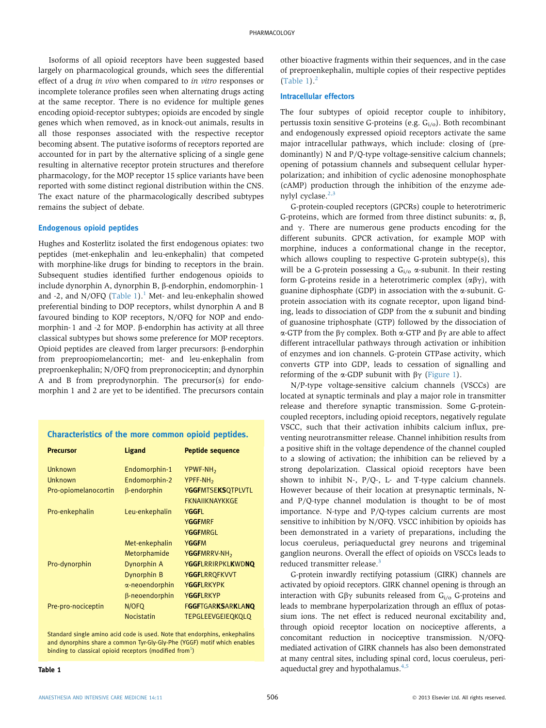Isoforms of all opioid receptors have been suggested based largely on pharmacological grounds, which sees the differential effect of a drug *in vivo* when compared to *in vitro* responses or incomplete tolerance profiles seen when alternating drugs acting at the same receptor. There is no evidence for multiple genes encoding opioid-receptor subtypes; opioids are encoded by single genes which when removed, as in knock-out animals, results in all those responses associated with the respective receptor becoming absent. The putative isoforms of receptors reported are accounted for in part by the alternative splicing of a single gene resulting in alternative receptor protein structures and therefore pharmacology, for the MOP receptor 15 splice variants have been reported with some distinct regional distribution within the CNS. The exact nature of the pharmacologically described subtypes remains the subject of debate.

### Endogenous opioid peptides

Hughes and Kosterlitz isolated the first endogenous opiates: two peptides (met-enkephalin and leu-enkephalin) that competed with morphine-like drugs for binding to receptors in the brain. Subsequent studies identified further endogenous opioids to include dynorphin A, dynorphin B, β-endorphin, endomorphin- 1 and -2, and N/OFQ (Table 1).[1] Met- and leu-enkephalin showed preferential binding to DOP receptors, whilst dynorphin A and B favoured binding to KOP receptors, N/OFQ for NOP and endomorphin- 1 and -2 for MOP. β-endorphin has activity at all three classical subtypes but shows some preference for MOP receptors. Opioid peptides are cleaved from larger precursors: β-endorphin from preproopiomelancortin; met- and leu-enkephalin from preproenkephalin; N/OFQ from prepronociceptin; and dynorphin A and B from preprodynorphin. The precursor(s) for endomorphin 1 and 2 are yet to be identified. The precursors contain other bioactive fragments within their sequences, and in the case of preproenkephalin, multiple copies of their respective peptides (Table 1).[2]

**Characteristics of the more common opioid peptides.**

| Precursor | Ligand | Peptide sequence |
|---|---|---|
| Unknown | Endomorphin-1 | YPWF-$NH_2$ |
| Unknown | Endomorphin-2 | YPFF-$NH_2$ |
| Pro-opiomelanocortin | β-endorphin | Y**GGF**MTSE**KS**QTPLVTL FKNAIIKNAYKKGE |
| Pro-enkephalin | Leu-enkephalin | Y**GGF**L |
| | | Y**GGF**MRF |
| | | Y**GGF**MRGL |
| | Met-enkephalin | Y**GGF**M |
| | Metorphamide | Y**GGF**MRRV-$NH_2$ |
| Pro-dynorphin | Dynorphin A | Y**GGF**LRRIRPKL**K**WD**NQ** |
| | Dynorphin B | Y**GGF**LRRQFKVVT |
| | α-neoendorphin | Y**GGF**LRKYPK |
| | β-neoendorphin | Y**GGF**LRKYP |
| Pre-pro-nociceptin | N/OFQ | F**GGF**TGAR**KS**AR**K**LA**NQ** |
| | Nocistatin | TEPGLEEVGEIEQKQLQ |

Standard single amino acid code is used. Note that endorphins, enkephalins and dynorphins share a common Tyr-Gly-Gly-Phe (YGGF) motif which enables binding to classical opioid receptors (modified from[1])

**Table 1**

### Intracellular effectors

The four subtypes of opioid receptor couple to inhibitory, pertussis toxin sensitive G-proteins (e.g. $G_{i/o}$). Both recombinant and endogenously expressed opioid receptors activate the same major intracellular pathways, which include: closing of (predominantly) N and P/Q-type voltage-sensitive calcium channels; opening of potassium channels and subsequent cellular hyperpolarization; and inhibition of cyclic adenosine monophosphate (cAMP) production through the inhibition of the enzyme adenylyl cyclase.[2,3]

G-protein-coupled receptors (GPCRs) couple to heterotrimeric G-proteins, which are formed from three distinct subunits: α, β, and γ. There are numerous gene products encoding for the different subunits. GPCR activation, for example MOP with morphine, induces a conformational change in the receptor, which allows coupling to respective G-protein subtype(s), this will be a G-protein possessing a $G_{i/o}$ α-subunit. In their resting form G-proteins reside in a heterotrimeric complex (αβγ), with guanine diphosphate (GDP) in association with the α-subunit. G-protein association with its cognate receptor, upon ligand binding, leads to dissociation of GDP from the α subunit and binding of guanosine triphosphate (GTP) followed by the dissociation of α-GTP from the βγ complex. Both α-GTP and βγ are able to affect different intracellular pathways through activation or inhibition of enzymes and ion channels. G-protein GTPase activity, which converts GTP into GDP, leads to cessation of signalling and reforming of the α-GDP subunit with βγ (Figure 1).

N/P-type voltage-sensitive calcium channels (VSCCs) are located at synaptic terminals and play a major role in transmitter release and therefore synaptic transmission. Some G-protein-coupled receptors, including opioid receptors, negatively regulate VSCC, such that their activation inhibits calcium influx, preventing neurotransmitter release. Channel inhibition results from a positive shift in the voltage dependence of the channel coupled to a slowing of activation; the inhibition can be relieved by a strong depolarization. Classical opioid receptors have been shown to inhibit N-, P/Q-, L- and T-type calcium channels. However because of their location at presynaptic terminals, N- and P/Q-type channel modulation is thought to be of most importance. N-type and P/Q-types calcium currents are most sensitive to inhibition by N/OFQ. VSCC inhibition by opioids has been demonstrated in a variety of preparations, including the locus coeruleus, periaqueductal grey neurons and trigeminal ganglion neurons. Overall the effect of opioids on VSCCs leads to reduced transmitter release.[3]

G-protein inwardly rectifying potassium (GIRK) channels are activated by opioid receptors. GIRK channel opening is through an interaction with Gβγ subunits released from $G_{i/o}$ G-proteins and leads to membrane hyperpolarization through an efflux of potassium ions. The net effect is reduced neuronal excitability and, through opioid receptor location on nociceptive afferents, a concomitant reduction in nociceptive transmission. N/OFQ-mediated activation of GIRK channels has also been demonstrated at many central sites, including spinal cord, locus coeruleus, periaqueductal grey and hypothalamus.[4,5]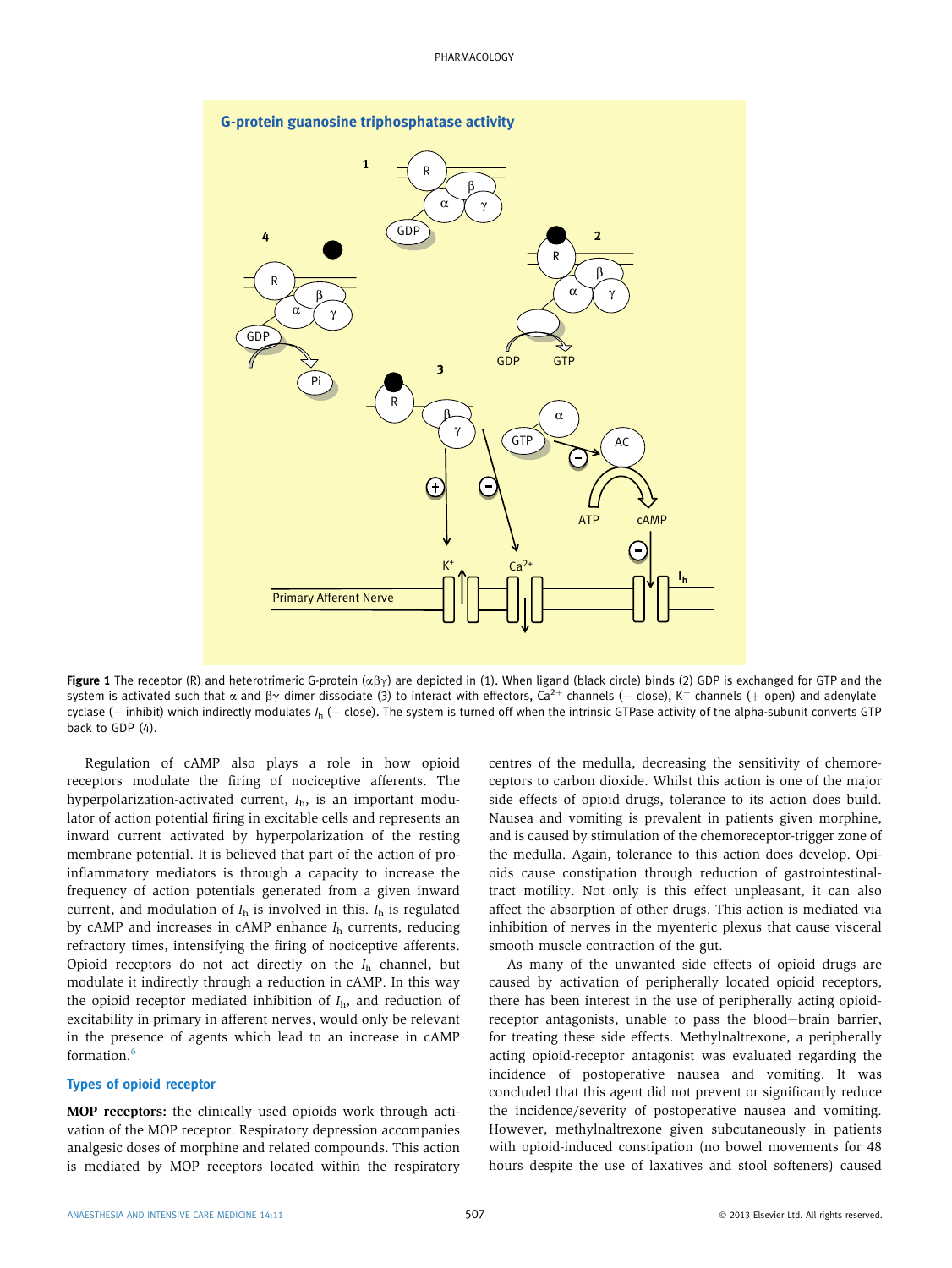Figure 1 The receptor (R) and heterotrimeric G-protein ($\alpha\beta\gamma$) are depicted in (1). When ligand (black circle) binds (2) GDP is exchanged for GTP and the system is activated such that $\alpha$ and $\beta\gamma$ dimer dissociate (3) to interact with effectors, $Ca^{2+}$ channels (− close), $K^{+}$ channels (+ open) and adenylate cyclase (− inhibit) which indirectly modulates $I_h$ (− close). The system is turned off when the intrinsic GTPase activity of the alpha-subunit converts GTP back to GDP (4).

Regulation of cAMP also plays a role in how opioid receptors modulate the firing of nociceptive afferents. The hyperpolarization-activated current, $I_h$, is an important modulator of action potential firing in excitable cells and represents an inward current activated by hyperpolarization of the resting membrane potential. It is believed that part of the action of pro-inflammatory mediators is through a capacity to increase the frequency of action potentials generated from a given inward current, and modulation of $I_h$ is involved in this. $I_h$ is regulated by cAMP and increases in cAMP enhance $I_h$ currents, reducing refractory times, intensifying the firing of nociceptive afferents. Opioid receptors do not act directly on the $I_h$ channel, but modulate it indirectly through a reduction in cAMP. In this way the opioid receptor mediated inhibition of $I_h$, and reduction of excitability in primary in afferent nerves, would only be relevant in the presence of agents which lead to an increase in cAMP formation.[6]

### Types of opioid receptor

**MOP receptors:** the clinically used opioids work through activation of the MOP receptor. Respiratory depression accompanies analgesic doses of morphine and related compounds. This action is mediated by MOP receptors located within the respiratory centres of the medulla, decreasing the sensitivity of chemoreceptors to carbon dioxide. Whilst this action is one of the major side effects of opioid drugs, tolerance to its action does build. Nausea and vomiting is prevalent in patients given morphine, and is caused by stimulation of the chemoreceptor-trigger zone of the medulla. Again, tolerance to this action does develop. Opioids cause constipation through reduction of gastrointestinal-tract motility. Not only is this effect unpleasant, it can also affect the absorption of other drugs. This action is mediated via inhibition of nerves in the myenteric plexus that cause visceral smooth muscle contraction of the gut.

As many of the unwanted side effects of opioid drugs are caused by activation of peripherally located opioid receptors, there has been interest in the use of peripherally acting opioid-receptor antagonists, unable to pass the blood−brain barrier, for treating these side effects. Methylnaltrexone, a peripherally acting opioid-receptor antagonist was evaluated regarding the incidence of postoperative nausea and vomiting. It was concluded that this agent did not prevent or significantly reduce the incidence/severity of postoperative nausea and vomiting. However, methylnaltrexone given subcutaneously in patients with opioid-induced constipation (no bowel movements for 48 hours despite the use of laxatives and stool softeners) caused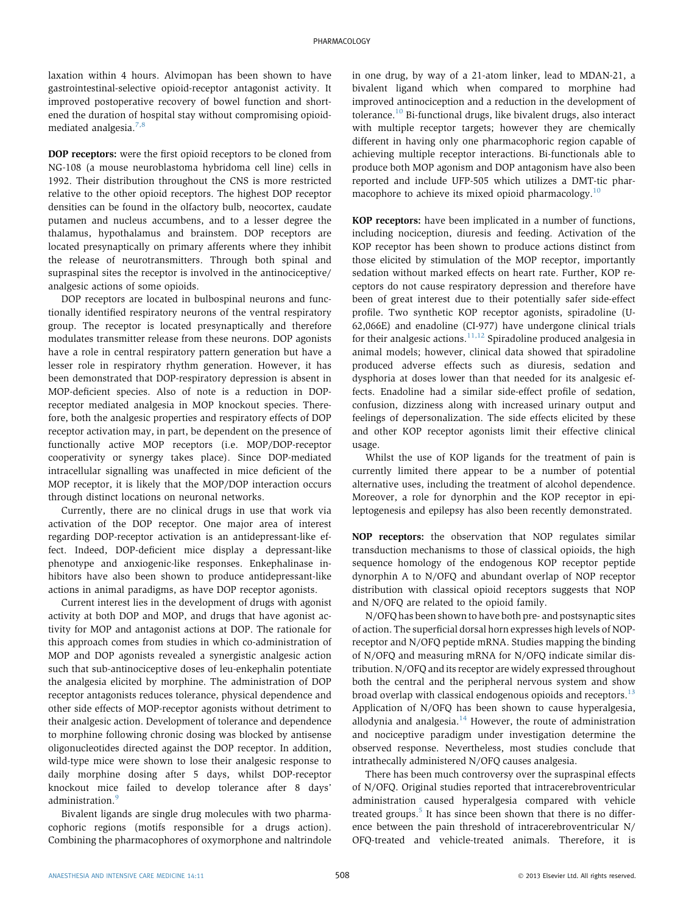laxation within 4 hours. Alvimopan has been shown to have gastrointestinal-selective opioid-receptor antagonist activity. It improved postoperative recovery of bowel function and shortened the duration of hospital stay without compromising opioid-mediated analgesia.[7,8]

**DOP receptors:** were the first opioid receptors to be cloned from NG-108 (a mouse neuroblastoma hybridoma cell line) cells in 1992. Their distribution throughout the CNS is more restricted relative to the other opioid receptors. The highest DOP receptor densities can be found in the olfactory bulb, neocortex, caudate putamen and nucleus accumbens, and to a lesser degree the thalamus, hypothalamus and brainstem. DOP receptors are located presynaptically on primary afferents where they inhibit the release of neurotransmitters. Through both spinal and supraspinal sites the receptor is involved in the antinociceptive/analgesic actions of some opioids.

DOP receptors are located in bulbospinal neurons and functionally identified respiratory neurons of the ventral respiratory group. The receptor is located presynaptically and therefore modulates transmitter release from these neurons. DOP agonists have a role in central respiratory pattern generation but have a lesser role in respiratory rhythm generation. However, it has been demonstrated that DOP-respiratory depression is absent in MOP-deficient species. Also of note is a reduction in DOP-receptor mediated analgesia in MOP knockout species. Therefore, both the analgesic properties and respiratory effects of DOP receptor activation may, in part, be dependent on the presence of functionally active MOP receptors (i.e. MOP/DOP-receptor cooperativity or synergy takes place). Since DOP-mediated intracellular signalling was unaffected in mice deficient of the MOP receptor, it is likely that the MOP/DOP interaction occurs through distinct locations on neuronal networks.

Currently, there are no clinical drugs in use that work via activation of the DOP receptor. One major area of interest regarding DOP-receptor activation is an antidepressant-like effect. Indeed, DOP-deficient mice display a depressant-like phenotype and anxiogenic-like responses. Enkephalinase inhibitors have also been shown to produce antidepressant-like actions in animal paradigms, as have DOP receptor agonists.

Current interest lies in the development of drugs with agonist activity at both DOP and MOP, and drugs that have agonist activity for MOP and antagonist actions at DOP. The rationale for this approach comes from studies in which co-administration of MOP and DOP agonists revealed a synergistic analgesic action such that sub-antinociceptive doses of leu-enkephalin potentiate the analgesia elicited by morphine. The administration of DOP receptor antagonists reduces tolerance, physical dependence and other side effects of MOP-receptor agonists without detriment to their analgesic action. Development of tolerance and dependence to morphine following chronic dosing was blocked by antisense oligonucleotides directed against the DOP receptor. In addition, wild-type mice were shown to lose their analgesic response to daily morphine dosing after 5 days, whilst DOP-receptor knockout mice failed to develop tolerance after 8 days' administration.[9]

Bivalent ligands are single drug molecules with two pharmacophoric regions (motifs responsible for a drugs action). Combining the pharmacophores of oxymorphone and naltrindole in one drug, by way of a 21-atom linker, lead to MDAN-21, a bivalent ligand which when compared to morphine had improved antinociception and a reduction in the development of tolerance.[10] Bi-functional drugs, like bivalent drugs, also interact with multiple receptor targets; however they are chemically different in having only one pharmacophoric region capable of achieving multiple receptor interactions. Bi-functionals able to produce both MOP agonism and DOP antagonism have also been reported and include UFP-505 which utilizes a DMT-tic pharmacophore to achieve its mixed opioid pharmacology.[10]

**KOP receptors:** have been implicated in a number of functions, including nociception, diuresis and feeding. Activation of the KOP receptor has been shown to produce actions distinct from those elicited by stimulation of the MOP receptor, importantly sedation without marked effects on heart rate. Further, KOP receptors do not cause respiratory depression and therefore have been of great interest due to their potentially safer side-effect profile. Two synthetic KOP receptor agonists, spiradoline (U-62,066E) and enadoline (CI-977) have undergone clinical trials for their analgesic actions.[11,12] Spiradoline produced analgesia in animal models; however, clinical data showed that spiradoline produced adverse effects such as diuresis, sedation and dysphoria at doses lower than that needed for its analgesic effects. Enadoline had a similar side-effect profile of sedation, confusion, dizziness along with increased urinary output and feelings of depersonalization. The side effects elicited by these and other KOP receptor agonists limit their effective clinical usage.

Whilst the use of KOP ligands for the treatment of pain is currently limited there appear to be a number of potential alternative uses, including the treatment of alcohol dependence. Moreover, a role for dynorphin and the KOP receptor in epileptogenesis and epilepsy has also been recently demonstrated.

**NOP receptors:** the observation that NOP regulates similar transduction mechanisms to those of classical opioids, the high sequence homology of the endogenous KOP receptor peptide dynorphin A to N/OFQ and abundant overlap of NOP receptor distribution with classical opioid receptors suggests that NOP and N/OFQ are related to the opioid family.

N/OFQ has been shown to have both pre- and postsynaptic sites of action. The superficial dorsal horn expresses high levels of NOP-receptor and N/OFQ peptide mRNA. Studies mapping the binding of N/OFQ and measuring mRNA for N/OFQ indicate similar distribution. N/OFQ and its receptor are widely expressed throughout both the central and the peripheral nervous system and show broad overlap with classical endogenous opioids and receptors.[13] Application of N/OFQ has been shown to cause hyperalgesia, allodynia and analgesia.[14] However, the route of administration and nociceptive paradigm under investigation determine the observed response. Nevertheless, most studies conclude that intrathecally administered N/OFQ causes analgesia.

There has been much controversy over the supraspinal effects of N/OFQ. Original studies reported that intracerebroventricular administration caused hyperalgesia compared with vehicle treated groups.[5] It has since been shown that there is no difference between the pain threshold of intracerebroventricular N/OFQ-treated and vehicle-treated animals. Therefore, it is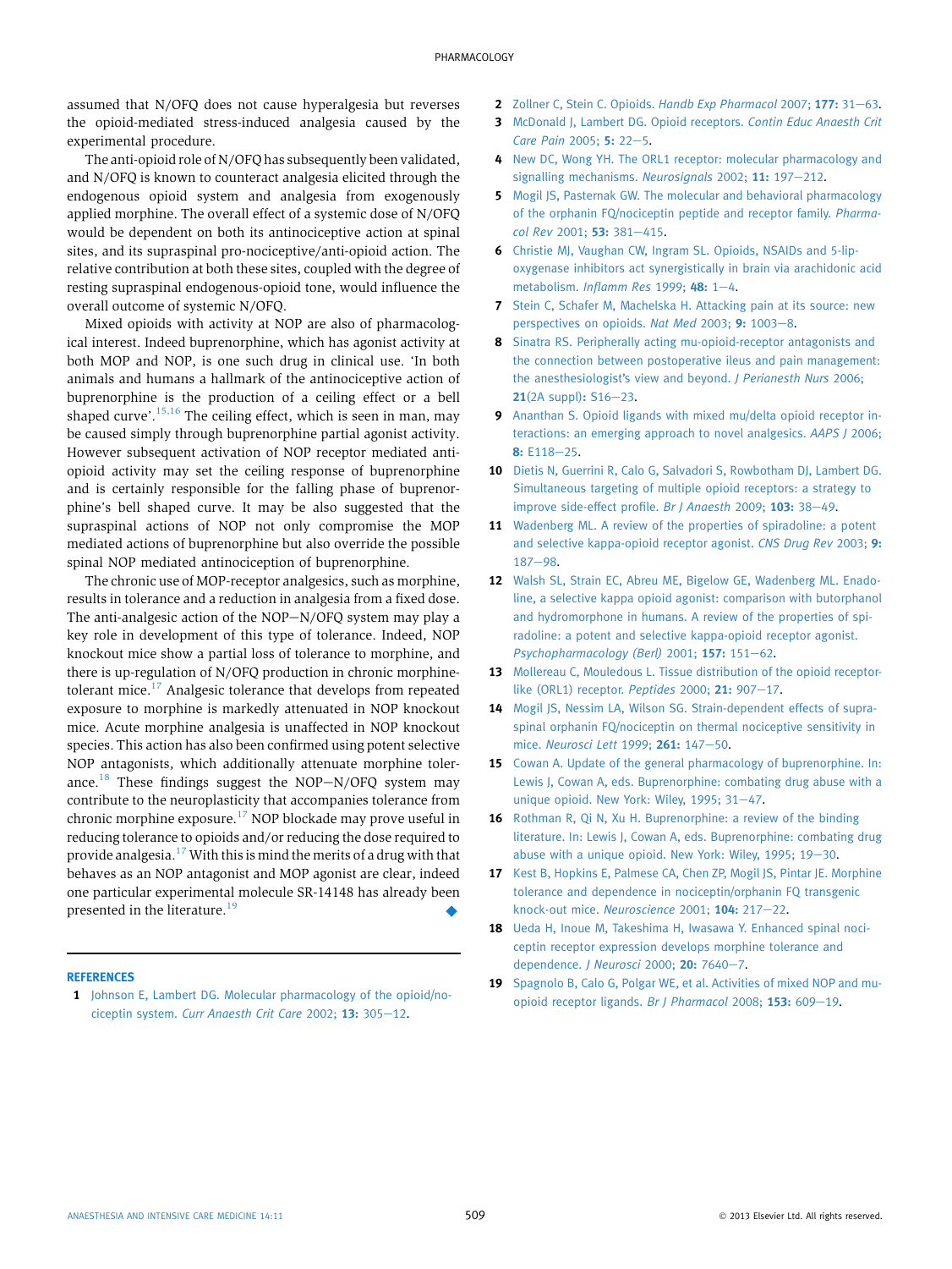assumed that N/OFQ does not cause hyperalgesia but reverses the opioid-mediated stress-induced analgesia caused by the experimental procedure.

The anti-opioid role of N/OFQ has subsequently been validated, and N/OFQ is known to counteract analgesia elicited through the endogenous opioid system and analgesia from exogenously applied morphine. The overall effect of a systemic dose of N/OFQ would be dependent on both its antinociceptive action at spinal sites, and its supraspinal pro-nociceptive/anti-opioid action. The relative contribution at both these sites, coupled with the degree of resting supraspinal endogenous-opioid tone, would influence the overall outcome of systemic N/OFQ.

Mixed opioids with activity at NOP are also of pharmacological interest. Indeed buprenorphine, which has agonist activity at both MOP and NOP, is one such drug in clinical use. 'In both animals and humans a hallmark of the antinociceptive action of buprenorphine is the production of a ceiling effect or a bell shaped curve'.[15,16] The ceiling effect, which is seen in man, may be caused simply through buprenorphine partial agonist activity. However subsequent activation of NOP receptor mediated anti-opioid activity may set the ceiling response of buprenorphine and is certainly responsible for the falling phase of buprenorphine's bell shaped curve. It may be also suggested that the supraspinal actions of NOP not only compromise the MOP mediated actions of buprenorphine but also override the possible spinal NOP mediated antinociception of buprenorphine.

The chronic use of MOP-receptor analgesics, such as morphine, results in tolerance and a reduction in analgesia from a fixed dose. The anti-analgesic action of the NOP–N/OFQ system may play a key role in development of this type of tolerance. Indeed, NOP knockout mice show a partial loss of tolerance to morphine, and there is up-regulation of N/OFQ production in chronic morphine-tolerant mice.[17] Analgesic tolerance that develops from repeated exposure to morphine is markedly attenuated in NOP knockout mice. Acute morphine analgesia is unaffected in NOP knockout species. This action has also been confirmed using potent selective NOP antagonists, which additionally attenuate morphine tolerance.[18] These findings suggest the NOP–N/OFQ system may contribute to the neuroplasticity that accompanies tolerance from chronic morphine exposure.[17] NOP blockade may prove useful in reducing tolerance to opioids and/or reducing the dose required to provide analgesia.[17] With this is mind the merits of a drug with that behaves as an NOP antagonist and MOP agonist are clear, indeed one particular experimental molecule SR-14148 has already been presented in the literature.[19] ◆

## REFERENCES

1. Johnson E, Lambert DG. Molecular pharmacology of the opioid/nociceptin system. *Curr Anaesth Crit Care* 2002; **13:** 305–12.
2. Zollner C, Stein C. Opioids. *Handb Exp Pharmacol* 2007; **177:** 31–63.
3. McDonald J, Lambert DG. Opioid receptors. *Contin Educ Anaesth Crit Care Pain* 2005; **5:** 22–5.
4. New DC, Wong YH. The ORL1 receptor: molecular pharmacology and signalling mechanisms. *Neurosignals* 2002; **11:** 197–212.
5. Mogil JS, Pasternak GW. The molecular and behavioral pharmacology of the orphanin FQ/nociceptin peptide and receptor family. *Pharmacol Rev* 2001; **53:** 381–415.
6. Christie MJ, Vaughan CW, Ingram SL. Opioids, NSAIDs and 5-lipoxygenase inhibitors act synergistically in brain via arachidonic acid metabolism. *Inflamm Res* 1999; **48:** 1–4.
7. Stein C, Schafer M, Machelska H. Attacking pain at its source: new perspectives on opioids. *Nat Med* 2003; **9:** 1003–8.
8. Sinatra RS. Peripherally acting mu-opioid-receptor antagonists and the connection between postoperative ileus and pain management: the anesthesiologist's view and beyond. *J Perianesth Nurs* 2006; **21**(2A suppl)**:** S16–23.
9. Ananthan S. Opioid ligands with mixed mu/delta opioid receptor interactions: an emerging approach to novel analgesics. *AAPS J* 2006; **8:** E118–25.
10. Dietis N, Guerrini R, Calo G, Salvadori S, Rowbotham DJ, Lambert DG. Simultaneous targeting of multiple opioid receptors: a strategy to improve side-effect profile. *Br J Anaesth* 2009; **103:** 38–49.
11. Wadenberg ML. A review of the properties of spiradoline: a potent and selective kappa-opioid receptor agonist. *CNS Drug Rev* 2003; **9:** 187–98.
12. Walsh SL, Strain EC, Abreu ME, Bigelow GE, Wadenberg ML. Enadoline, a selective kappa opioid agonist: comparison with butorphanol and hydromorphone in humans. A review of the properties of spiradoline: a potent and selective kappa-opioid receptor agonist. *Psychopharmacology (Berl)* 2001; **157:** 151–62.
13. Mollereau C, Mouledous L. Tissue distribution of the opioid receptor-like (ORL1) receptor. *Peptides* 2000; **21:** 907–17.
14. Mogil JS, Nessim LA, Wilson SG. Strain-dependent effects of supraspinal orphanin FQ/nociceptin on thermal nociceptive sensitivity in mice. *Neurosci Lett* 1999; **261:** 147–50.
15. Cowan A. Update of the general pharmacology of buprenorphine. In: Lewis J, Cowan A, eds. Buprenorphine: combating drug abuse with a unique opioid. New York: Wiley, 1995; 31–47.
16. Rothman R, Qi N, Xu H. Buprenorphine: a review of the binding literature. In: Lewis J, Cowan A, eds. Buprenorphine: combating drug abuse with a unique opioid. New York: Wiley, 1995; 19–30.
17. Kest B, Hopkins E, Palmese CA, Chen ZP, Mogil JS, Pintar JE. Morphine tolerance and dependence in nociceptin/orphanin FQ transgenic knock-out mice. *Neuroscience* 2001; **104:** 217–22.
18. Ueda H, Inoue M, Takeshima H, Iwasawa Y. Enhanced spinal nociceptin receptor expression develops morphine tolerance and dependence. *J Neurosci* 2000; **20:** 7640–7.
19. Spagnolo B, Calo G, Polgar WE, et al. Activities of mixed NOP and mu-opioid receptor ligands. *Br J Pharmacol* 2008; **153:** 609–19.